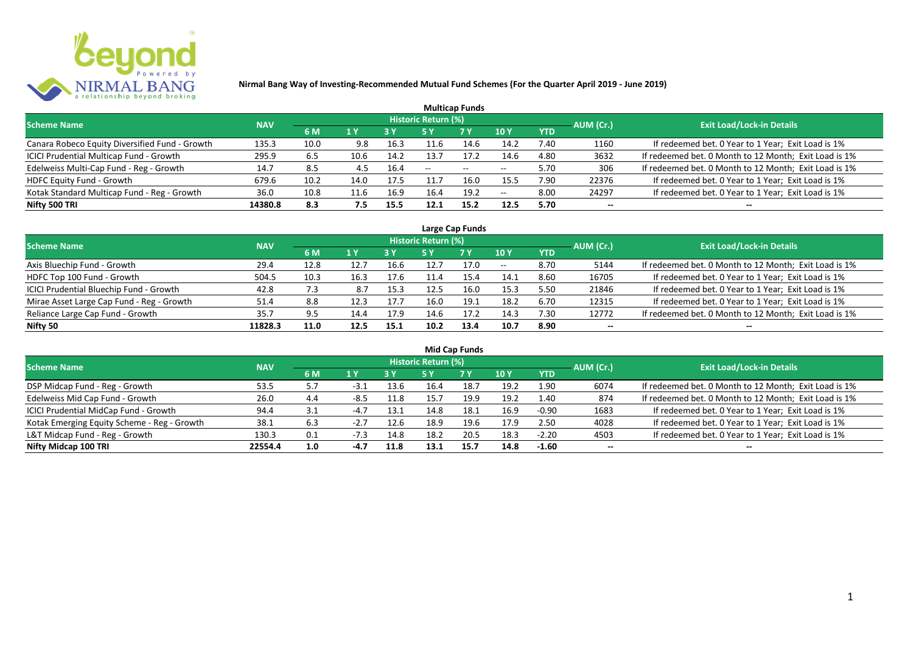# Nirmal Bang Way of Investing-Recommended Mutual Fund Schemes (For the Quarter April 2019 - June 2019)

## Multicap Funds

| Scheme Name | NAV | Historic Return (%) | | | | | | | AUM (Cr.) | Exit Load/Lock-in Details |
|---|---|---|---|---|---|---|---|---|---|---|
| | | 6 M | 1 Y | 3 Y | 5 Y | 7 Y | 10 Y | YTD | | |
| Canara Robeco Equity Diversified Fund - Growth | 135.3 | 10.0 | 9.8 | 16.3 | 11.6 | 14.6 | 14.2 | 7.40 | 1160 | If redeemed bet. 0 Year to 1 Year; Exit Load is 1% |
| ICICI Prudential Multicap Fund - Growth | 295.9 | 6.5 | 10.6 | 14.2 | 13.7 | 17.2 | 14.6 | 4.80 | 3632 | If redeemed bet. 0 Month to 12 Month; Exit Load is 1% |
| Edelweiss Multi-Cap Fund - Reg - Growth | 14.7 | 8.5 | 4.5 | 16.4 | -- | -- | -- | 5.70 | 306 | If redeemed bet. 0 Month to 12 Month; Exit Load is 1% |
| HDFC Equity Fund - Growth | 679.6 | 10.2 | 14.0 | 17.5 | 11.7 | 16.0 | 15.5 | 7.90 | 22376 | If redeemed bet. 0 Year to 1 Year; Exit Load is 1% |
| Kotak Standard Multicap Fund - Reg - Growth | 36.0 | 10.8 | 11.6 | 16.9 | 16.4 | 19.2 | -- | 8.00 | 24297 | If redeemed bet. 0 Year to 1 Year; Exit Load is 1% |
| **Nifty 500 TRI** | **14380.8** | **8.3** | **7.5** | **15.5** | **12.1** | **15.2** | **12.5** | **5.70** | **--** | **--** |

## Large Cap Funds

| Scheme Name | NAV | Historic Return (%) | | | | | | | AUM (Cr.) | Exit Load/Lock-in Details |
|---|---|---|---|---|---|---|---|---|---|---|
| | | 6 M | 1 Y | 3 Y | 5 Y | 7 Y | 10 Y | YTD | | |
| Axis Bluechip Fund - Growth | 29.4 | 12.8 | 12.7 | 16.6 | 12.7 | 17.0 | -- | 8.70 | 5144 | If redeemed bet. 0 Month to 12 Month; Exit Load is 1% |
| HDFC Top 100 Fund - Growth | 504.5 | 10.3 | 16.3 | 17.6 | 11.4 | 15.4 | 14.1 | 8.60 | 16705 | If redeemed bet. 0 Year to 1 Year; Exit Load is 1% |
| ICICI Prudential Bluechip Fund - Growth | 42.8 | 7.3 | 8.7 | 15.3 | 12.5 | 16.0 | 15.3 | 5.50 | 21846 | If redeemed bet. 0 Year to 1 Year; Exit Load is 1% |
| Mirae Asset Large Cap Fund - Reg - Growth | 51.4 | 8.8 | 12.3 | 17.7 | 16.0 | 19.1 | 18.2 | 6.70 | 12315 | If redeemed bet. 0 Year to 1 Year; Exit Load is 1% |
| Reliance Large Cap Fund - Growth | 35.7 | 9.5 | 14.4 | 17.9 | 14.6 | 17.2 | 14.3 | 7.30 | 12772 | If redeemed bet. 0 Month to 12 Month; Exit Load is 1% |
| **Nifty 50** | **11828.3** | **11.0** | **12.5** | **15.1** | **10.2** | **13.4** | **10.7** | **8.90** | **--** | **--** |

## Mid Cap Funds

| Scheme Name | NAV | Historic Return (%) | | | | | | | AUM (Cr.) | Exit Load/Lock-in Details |
|---|---|---|---|---|---|---|---|---|---|---|
| | | 6 M | 1 Y | 3 Y | 5 Y | 7 Y | 10 Y | YTD | | |
| DSP Midcap Fund - Reg - Growth | 53.5 | 5.7 | -3.1 | 13.6 | 16.4 | 18.7 | 19.2 | 1.90 | 6074 | If redeemed bet. 0 Month to 12 Month; Exit Load is 1% |
| Edelweiss Mid Cap Fund - Growth | 26.0 | 4.4 | -8.5 | 11.8 | 15.7 | 19.9 | 19.2 | 1.40 | 874 | If redeemed bet. 0 Month to 12 Month; Exit Load is 1% |
| ICICI Prudential MidCap Fund - Growth | 94.4 | 3.1 | -4.7 | 13.1 | 14.8 | 18.1 | 16.9 | -0.90 | 1683 | If redeemed bet. 0 Year to 1 Year; Exit Load is 1% |
| Kotak Emerging Equity Scheme - Reg - Growth | 38.1 | 6.3 | -2.7 | 12.6 | 18.9 | 19.6 | 17.9 | 2.50 | 4028 | If redeemed bet. 0 Year to 1 Year; Exit Load is 1% |
| L&T Midcap Fund - Reg - Growth | 130.3 | 0.1 | -7.3 | 14.8 | 18.2 | 20.5 | 18.3 | -2.20 | 4503 | If redeemed bet. 0 Year to 1 Year; Exit Load is 1% |
| **Nifty Midcap 100 TRI** | **22554.4** | **1.0** | **-4.7** | **11.8** | **13.1** | **15.7** | **14.8** | **-1.60** | **--** | **--** |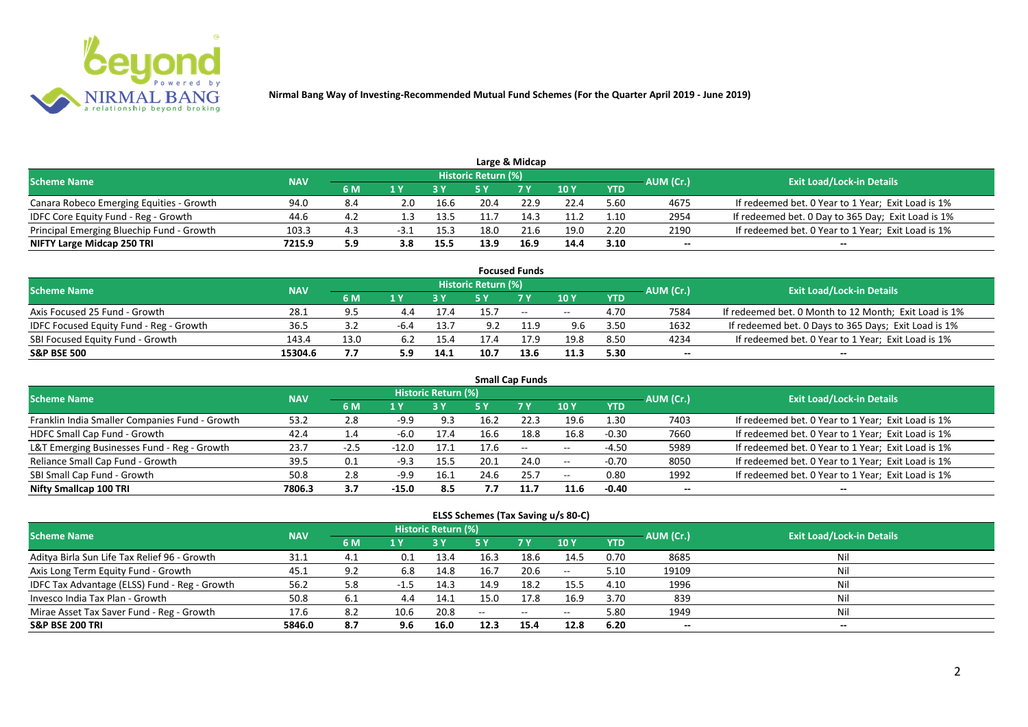**Nirmal Bang Way of Investing-Recommended Mutual Fund Schemes (For the Quarter April 2019 - June 2019)**

## Large & Midcap

| Scheme Name | NAV | Historic Return (%) | | | | | | | AUM (Cr.) | Exit Load/Lock-in Details |
|---|---|---|---|---|---|---|---|---|---|---|
| | | 6 M | 1 Y | 3 Y | 5 Y | 7 Y | 10 Y | YTD | | |
| Canara Robeco Emerging Equities - Growth | 94.0 | 8.4 | 2.0 | 16.6 | 20.4 | 22.9 | 22.4 | 5.60 | 4675 | If redeemed bet. 0 Year to 1 Year; Exit Load is 1% |
| IDFC Core Equity Fund - Reg - Growth | 44.6 | 4.2 | 1.3 | 13.5 | 11.7 | 14.3 | 11.2 | 1.10 | 2954 | If redeemed bet. 0 Day to 365 Day; Exit Load is 1% |
| Principal Emerging Bluechip Fund - Growth | 103.3 | 4.3 | -3.1 | 15.3 | 18.0 | 21.6 | 19.0 | 2.20 | 2190 | If redeemed bet. 0 Year to 1 Year; Exit Load is 1% |
| **NIFTY Large Midcap 250 TRI** | **7215.9** | **5.9** | **3.8** | **15.5** | **13.9** | **16.9** | **14.4** | **3.10** | -- | -- |

## Focused Funds

| Scheme Name | NAV | Historic Return (%) | | | | | | | AUM (Cr.) | Exit Load/Lock-in Details |
|---|---|---|---|---|---|---|---|---|---|---|
| | | 6 M | 1 Y | 3 Y | 5 Y | 7 Y | 10 Y | YTD | | |
| Axis Focused 25 Fund - Growth | 28.1 | 9.5 | 4.4 | 17.4 | 15.7 | -- | -- | 4.70 | 7584 | If redeemed bet. 0 Month to 12 Month; Exit Load is 1% |
| IDFC Focused Equity Fund - Reg - Growth | 36.5 | 3.2 | -6.4 | 13.7 | 9.2 | 11.9 | 9.6 | 3.50 | 1632 | If redeemed bet. 0 Days to 365 Days; Exit Load is 1% |
| SBI Focused Equity Fund - Growth | 143.4 | 13.0 | 6.2 | 15.4 | 17.4 | 17.9 | 19.8 | 8.50 | 4234 | If redeemed bet. 0 Year to 1 Year; Exit Load is 1% |
| **S&P BSE 500** | **15304.6** | **7.7** | **5.9** | **14.1** | **10.7** | **13.6** | **11.3** | **5.30** | -- | -- |

## Small Cap Funds

| Scheme Name | NAV | Historic Return (%) | | | | | | | AUM (Cr.) | Exit Load/Lock-in Details |
|---|---|---|---|---|---|---|---|---|---|---|
| | | 6 M | 1 Y | 3 Y | 5 Y | 7 Y | 10 Y | YTD | | |
| Franklin India Smaller Companies Fund - Growth | 53.2 | 2.8 | -9.9 | 9.3 | 16.2 | 22.3 | 19.6 | 1.30 | 7403 | If redeemed bet. 0 Year to 1 Year; Exit Load is 1% |
| HDFC Small Cap Fund - Growth | 42.4 | 1.4 | -6.0 | 17.4 | 16.6 | 18.8 | 16.8 | -0.30 | 7660 | If redeemed bet. 0 Year to 1 Year; Exit Load is 1% |
| L&T Emerging Businesses Fund - Reg - Growth | 23.7 | -2.5 | -12.0 | 17.1 | 17.6 | -- | -- | -4.50 | 5989 | If redeemed bet. 0 Year to 1 Year; Exit Load is 1% |
| Reliance Small Cap Fund - Growth | 39.5 | 0.1 | -9.3 | 15.5 | 20.1 | 24.0 | -- | -0.70 | 8050 | If redeemed bet. 0 Year to 1 Year; Exit Load is 1% |
| SBI Small Cap Fund - Growth | 50.8 | 2.8 | -9.9 | 16.1 | 24.6 | 25.7 | -- | 0.80 | 1992 | If redeemed bet. 0 Year to 1 Year; Exit Load is 1% |
| **Nifty Smallcap 100 TRI** | **7806.3** | **3.7** | **-15.0** | **8.5** | **7.7** | **11.7** | **11.6** | **-0.40** | -- | -- |

## ELSS Schemes (Tax Saving u/s 80-C)

| Scheme Name | NAV | Historic Return (%) | | | | | | | AUM (Cr.) | Exit Load/Lock-in Details |
|---|---|---|---|---|---|---|---|---|---|---|
| | | 6 M | 1 Y | 3 Y | 5 Y | 7 Y | 10 Y | YTD | | |
| Aditya Birla Sun Life Tax Relief 96 - Growth | 31.1 | 4.1 | 0.1 | 13.4 | 16.3 | 18.6 | 14.5 | 0.70 | 8685 | Nil |
| Axis Long Term Equity Fund - Growth | 45.1 | 9.2 | 6.8 | 14.8 | 16.7 | 20.6 | -- | 5.10 | 19109 | Nil |
| IDFC Tax Advantage (ELSS) Fund - Reg - Growth | 56.2 | 5.8 | -1.5 | 14.3 | 14.9 | 18.2 | 15.5 | 4.10 | 1996 | Nil |
| Invesco India Tax Plan - Growth | 50.8 | 6.1 | 4.4 | 14.1 | 15.0 | 17.8 | 16.9 | 3.70 | 839 | Nil |
| Mirae Asset Tax Saver Fund - Reg - Growth | 17.6 | 8.2 | 10.6 | 20.8 | -- | -- | -- | 5.80 | 1949 | Nil |
| **S&P BSE 200 TRI** | **5846.0** | **8.7** | **9.6** | **16.0** | **12.3** | **15.4** | **12.8** | **6.20** | -- | -- |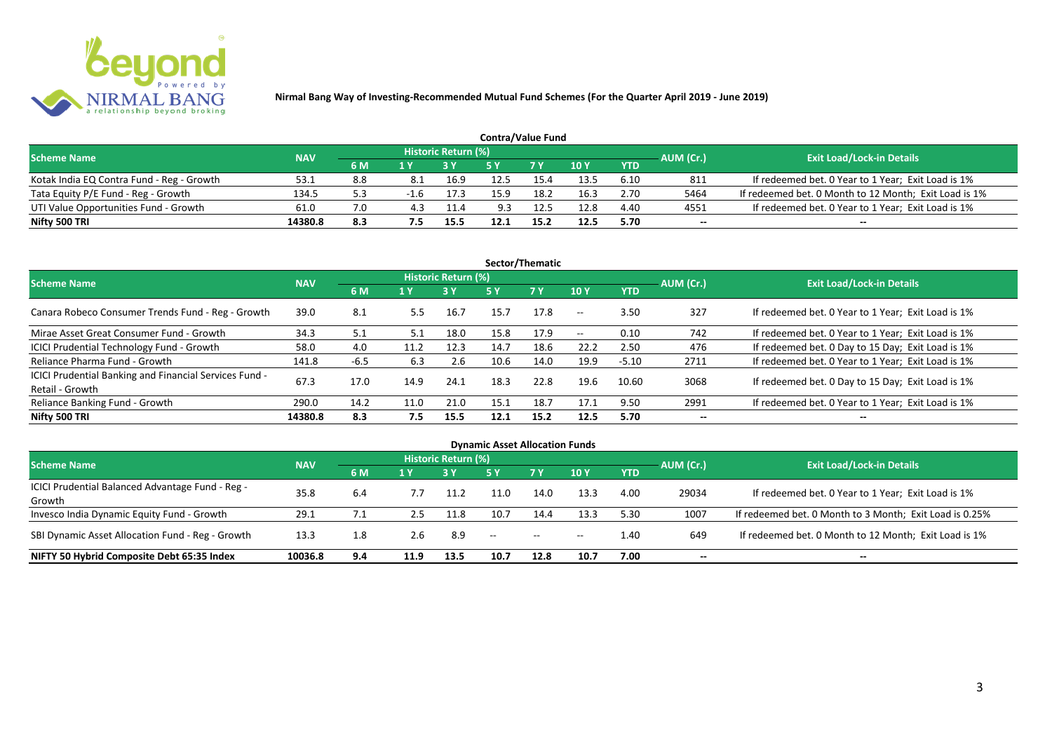Nirmal Bang Way of Investing-Recommended Mutual Fund Schemes (For the Quarter April 2019 - June 2019)

### Contra/Value Fund

| Scheme Name | NAV | Historic Return (%) | | | | | | | AUM (Cr.) | Exit Load/Lock-in Details |
|---|---|---|---|---|---|---|---|---|---|---|
| | | 6 M | 1 Y | 3 Y | 5 Y | 7 Y | 10 Y | YTD | | |
| Kotak India EQ Contra Fund - Reg - Growth | 53.1 | 8.8 | 8.1 | 16.9 | 12.5 | 15.4 | 13.5 | 6.10 | 811 | If redeemed bet. 0 Year to 1 Year; Exit Load is 1% |
| Tata Equity P/E Fund - Reg - Growth | 134.5 | 5.3 | -1.6 | 17.3 | 15.9 | 18.2 | 16.3 | 2.70 | 5464 | If redeemed bet. 0 Month to 12 Month; Exit Load is 1% |
| UTI Value Opportunities Fund - Growth | 61.0 | 7.0 | 4.3 | 11.4 | 9.3 | 12.5 | 12.8 | 4.40 | 4551 | If redeemed bet. 0 Year to 1 Year; Exit Load is 1% |
| **Nifty 500 TRI** | **14380.8** | **8.3** | **7.5** | **15.5** | **12.1** | **15.2** | **12.5** | **5.70** | **--** | **--** |

### Sector/Thematic

| Scheme Name | NAV | Historic Return (%) | | | | | | | AUM (Cr.) | Exit Load/Lock-in Details |
|---|---|---|---|---|---|---|---|---|---|---|
| | | 6 M | 1 Y | 3 Y | 5 Y | 7 Y | 10 Y | YTD | | |
| Canara Robeco Consumer Trends Fund - Reg - Growth | 39.0 | 8.1 | 5.5 | 16.7 | 15.7 | 17.8 | -- | 3.50 | 327 | If redeemed bet. 0 Year to 1 Year; Exit Load is 1% |
| Mirae Asset Great Consumer Fund - Growth | 34.3 | 5.1 | 5.1 | 18.0 | 15.8 | 17.9 | -- | 0.10 | 742 | If redeemed bet. 0 Year to 1 Year; Exit Load is 1% |
| ICICI Prudential Technology Fund - Growth | 58.0 | 4.0 | 11.2 | 12.3 | 14.7 | 18.6 | 22.2 | 2.50 | 476 | If redeemed bet. 0 Day to 15 Day; Exit Load is 1% |
| Reliance Pharma Fund - Growth | 141.8 | -6.5 | 6.3 | 2.6 | 10.6 | 14.0 | 19.9 | -5.10 | 2711 | If redeemed bet. 0 Year to 1 Year; Exit Load is 1% |
| ICICI Prudential Banking and Financial Services Fund - Retail - Growth | 67.3 | 17.0 | 14.9 | 24.1 | 18.3 | 22.8 | 19.6 | 10.60 | 3068 | If redeemed bet. 0 Day to 15 Day; Exit Load is 1% |
| Reliance Banking Fund - Growth | 290.0 | 14.2 | 11.0 | 21.0 | 15.1 | 18.7 | 17.1 | 9.50 | 2991 | If redeemed bet. 0 Year to 1 Year; Exit Load is 1% |
| **Nifty 500 TRI** | **14380.8** | **8.3** | **7.5** | **15.5** | **12.1** | **15.2** | **12.5** | **5.70** | **--** | **--** |

### Dynamic Asset Allocation Funds

| Scheme Name | NAV | Historic Return (%) | | | | | | | AUM (Cr.) | Exit Load/Lock-in Details |
|---|---|---|---|---|---|---|---|---|---|---|
| | | 6 M | 1 Y | 3 Y | 5 Y | 7 Y | 10 Y | YTD | | |
| ICICI Prudential Balanced Advantage Fund - Reg - Growth | 35.8 | 6.4 | 7.7 | 11.2 | 11.0 | 14.0 | 13.3 | 4.00 | 29034 | If redeemed bet. 0 Year to 1 Year; Exit Load is 1% |
| Invesco India Dynamic Equity Fund - Growth | 29.1 | 7.1 | 2.5 | 11.8 | 10.7 | 14.4 | 13.3 | 5.30 | 1007 | If redeemed bet. 0 Month to 3 Month; Exit Load is 0.25% |
| SBI Dynamic Asset Allocation Fund - Reg - Growth | 13.3 | 1.8 | 2.6 | 8.9 | -- | -- | -- | 1.40 | 649 | If redeemed bet. 0 Month to 12 Month; Exit Load is 1% |
| **NIFTY 50 Hybrid Composite Debt 65:35 Index** | **10036.8** | **9.4** | **11.9** | **13.5** | **10.7** | **12.8** | **10.7** | **7.00** | **--** | **--** |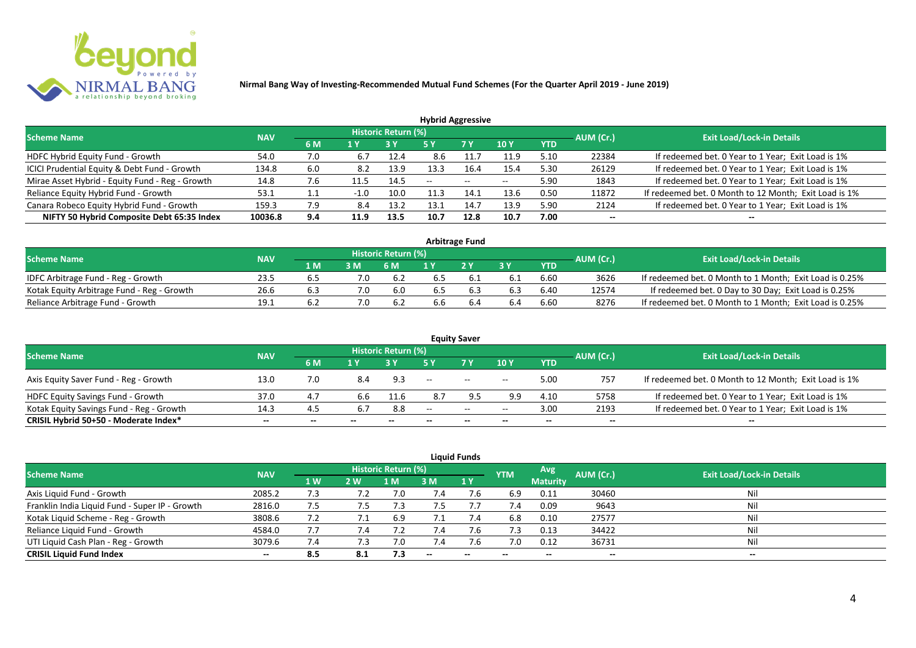**Nirmal Bang Way of Investing-Recommended Mutual Fund Schemes (For the Quarter April 2019 - June 2019)**

## Hybrid Aggressive

| Scheme Name | NAV | Historic Return (%) | | | | | | | AUM (Cr.) | Exit Load/Lock-in Details |
|---|---|---|---|---|---|---|---|---|---|---|
| | | 6 M | 1 Y | 3 Y | 5 Y | 7 Y | 10 Y | YTD | | |
| HDFC Hybrid Equity Fund - Growth | 54.0 | 7.0 | 6.7 | 12.4 | 8.6 | 11.7 | 11.9 | 5.10 | 22384 | If redeemed bet. 0 Year to 1 Year; Exit Load is 1% |
| ICICI Prudential Equity & Debt Fund - Growth | 134.8 | 6.0 | 8.2 | 13.9 | 13.3 | 16.4 | 15.4 | 5.30 | 26129 | If redeemed bet. 0 Year to 1 Year; Exit Load is 1% |
| Mirae Asset Hybrid - Equity Fund - Reg - Growth | 14.8 | 7.6 | 11.5 | 14.5 | -- | -- | -- | 5.90 | 1843 | If redeemed bet. 0 Year to 1 Year; Exit Load is 1% |
| Reliance Equity Hybrid Fund - Growth | 53.1 | 1.1 | -1.0 | 10.0 | 11.3 | 14.1 | 13.6 | 0.50 | 11872 | If redeemed bet. 0 Month to 12 Month; Exit Load is 1% |
| Canara Robeco Equity Hybrid Fund - Growth | 159.3 | 7.9 | 8.4 | 13.2 | 13.1 | 14.7 | 13.9 | 5.90 | 2124 | If redeemed bet. 0 Year to 1 Year; Exit Load is 1% |
| **NIFTY 50 Hybrid Composite Debt 65:35 Index** | **10036.8** | **9.4** | **11.9** | **13.5** | **10.7** | **12.8** | **10.7** | **7.00** | **--** | **--** |

## Arbitrage Fund

| Scheme Name | NAV | Historic Return (%) | | | | | | | AUM (Cr.) | Exit Load/Lock-in Details |
|---|---|---|---|---|---|---|---|---|---|---|
| | | 1 M | 3 M | 6 M | 1 Y | 2 Y | 3 Y | YTD | | |
| IDFC Arbitrage Fund - Reg - Growth | 23.5 | 6.5 | 7.0 | 6.2 | 6.5 | 6.1 | 6.1 | 6.60 | 3626 | If redeemed bet. 0 Month to 1 Month; Exit Load is 0.25% |
| Kotak Equity Arbitrage Fund - Reg - Growth | 26.6 | 6.3 | 7.0 | 6.0 | 6.5 | 6.3 | 6.3 | 6.40 | 12574 | If redeemed bet. 0 Day to 30 Day; Exit Load is 0.25% |
| Reliance Arbitrage Fund - Growth | 19.1 | 6.2 | 7.0 | 6.2 | 6.6 | 6.4 | 6.4 | 6.60 | 8276 | If redeemed bet. 0 Month to 1 Month; Exit Load is 0.25% |

## Equity Saver

| Scheme Name | NAV | Historic Return (%) | | | | | | | AUM (Cr.) | Exit Load/Lock-in Details |
|---|---|---|---|---|---|---|---|---|---|---|
| | | 6 M | 1 Y | 3 Y | 5 Y | 7 Y | 10 Y | YTD | | |
| Axis Equity Saver Fund - Reg - Growth | 13.0 | 7.0 | 8.4 | 9.3 | -- | -- | -- | 5.00 | 757 | If redeemed bet. 0 Month to 12 Month; Exit Load is 1% |
| HDFC Equity Savings Fund - Growth | 37.0 | 4.7 | 6.6 | 11.6 | 8.7 | 9.5 | 9.9 | 4.10 | 5758 | If redeemed bet. 0 Year to 1 Year; Exit Load is 1% |
| Kotak Equity Savings Fund - Reg - Growth | 14.3 | 4.5 | 6.7 | 8.8 | -- | -- | -- | 3.00 | 2193 | If redeemed bet. 0 Year to 1 Year; Exit Load is 1% |
| **CRISIL Hybrid 50+50 - Moderate Index*** | **--** | **--** | **--** | **--** | **--** | **--** | **--** | **--** | **--** | **--** |

## Liquid Funds

| Scheme Name | NAV | Historic Return (%) | | | | | YTM | Avg Maturity | AUM (Cr.) | Exit Load/Lock-in Details |
|---|---|---|---|---|---|---|---|---|---|---|
| | | 1 W | 2 W | 1 M | 3 M | 1 Y | | | | |
| Axis Liquid Fund - Growth | 2085.2 | 7.3 | 7.2 | 7.0 | 7.4 | 7.6 | 6.9 | 0.11 | 30460 | Nil |
| Franklin India Liquid Fund - Super IP - Growth | 2816.0 | 7.5 | 7.5 | 7.3 | 7.5 | 7.7 | 7.4 | 0.09 | 9643 | Nil |
| Kotak Liquid Scheme - Reg - Growth | 3808.6 | 7.2 | 7.1 | 6.9 | 7.1 | 7.4 | 6.8 | 0.10 | 27577 | Nil |
| Reliance Liquid Fund - Growth | 4584.0 | 7.7 | 7.4 | 7.2 | 7.4 | 7.6 | 7.3 | 0.13 | 34422 | Nil |
| UTI Liquid Cash Plan - Reg - Growth | 3079.6 | 7.4 | 7.3 | 7.0 | 7.4 | 7.6 | 7.0 | 0.12 | 36731 | Nil |
| **CRISIL Liquid Fund Index** | **--** | **8.5** | **8.1** | **7.3** | **--** | **--** | **--** | **--** | **--** | **--** |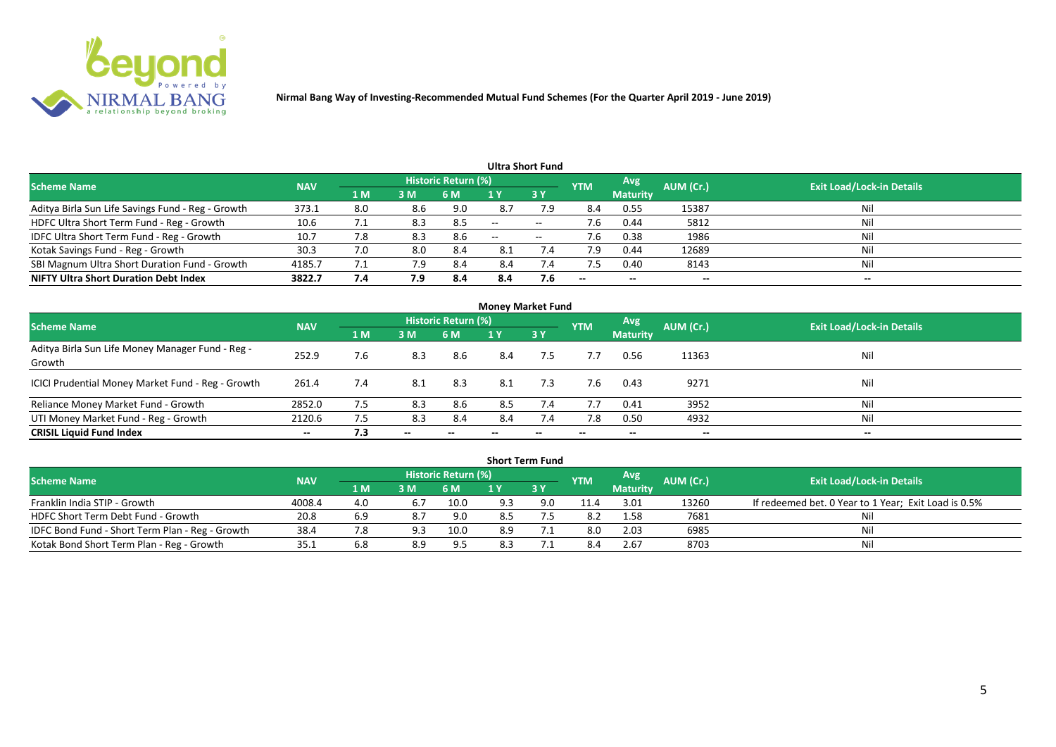**Nirmal Bang Way of Investing-Recommended Mutual Fund Schemes (For the Quarter April 2019 - June 2019)**

## Ultra Short Fund

| Scheme Name | NAV | Historic Return (%) | | | | | YTM | Avg Maturity | AUM (Cr.) | Exit Load/Lock-in Details |
|---|---|---|---|---|---|---|---|---|---|---|
| | | 1 M | 3 M | 6 M | 1 Y | 3 Y | | | | |
| Aditya Birla Sun Life Savings Fund - Reg - Growth | 373.1 | 8.0 | 8.6 | 9.0 | 8.7 | 7.9 | 8.4 | 0.55 | 15387 | Nil |
| HDFC Ultra Short Term Fund - Reg - Growth | 10.6 | 7.1 | 8.3 | 8.5 | -- | -- | 7.6 | 0.44 | 5812 | Nil |
| IDFC Ultra Short Term Fund - Reg - Growth | 10.7 | 7.8 | 8.3 | 8.6 | -- | -- | 7.6 | 0.38 | 1986 | Nil |
| Kotak Savings Fund - Reg - Growth | 30.3 | 7.0 | 8.0 | 8.4 | 8.1 | 7.4 | 7.9 | 0.44 | 12689 | Nil |
| SBI Magnum Ultra Short Duration Fund - Growth | 4185.7 | 7.1 | 7.9 | 8.4 | 8.4 | 7.4 | 7.5 | 0.40 | 8143 | Nil |
| **NIFTY Ultra Short Duration Debt Index** | **3822.7** | **7.4** | **7.9** | **8.4** | **8.4** | **7.6** | -- | -- | -- | -- |

## Money Market Fund

| Scheme Name | NAV | Historic Return (%) | | | | | YTM | Avg Maturity | AUM (Cr.) | Exit Load/Lock-in Details |
|---|---|---|---|---|---|---|---|---|---|---|
| | | 1 M | 3 M | 6 M | 1 Y | 3 Y | | | | |
| Aditya Birla Sun Life Money Manager Fund - Reg - Growth | 252.9 | 7.6 | 8.3 | 8.6 | 8.4 | 7.5 | 7.7 | 0.56 | 11363 | Nil |
| ICICI Prudential Money Market Fund - Reg - Growth | 261.4 | 7.4 | 8.1 | 8.3 | 8.1 | 7.3 | 7.6 | 0.43 | 9271 | Nil |
| Reliance Money Market Fund - Growth | 2852.0 | 7.5 | 8.3 | 8.6 | 8.5 | 7.4 | 7.7 | 0.41 | 3952 | Nil |
| UTI Money Market Fund - Reg - Growth | 2120.6 | 7.5 | 8.3 | 8.4 | 8.4 | 7.4 | 7.8 | 0.50 | 4932 | Nil |
| **CRISIL Liquid Fund Index** | -- | **7.3** | -- | -- | -- | -- | -- | -- | -- | -- |

## Short Term Fund

| Scheme Name | NAV | Historic Return (%) | | | | | YTM | Avg Maturity | AUM (Cr.) | Exit Load/Lock-in Details |
|---|---|---|---|---|---|---|---|---|---|---|
| | | 1 M | 3 M | 6 M | 1 Y | 3 Y | | | | |
| Franklin India STIP - Growth | 4008.4 | 4.0 | 6.7 | 10.0 | 9.3 | 9.0 | 11.4 | 3.01 | 13260 | If redeemed bet. 0 Year to 1 Year; Exit Load is 0.5% |
| HDFC Short Term Debt Fund - Growth | 20.8 | 6.9 | 8.7 | 9.0 | 8.5 | 7.5 | 8.2 | 1.58 | 7681 | Nil |
| IDFC Bond Fund - Short Term Plan - Reg - Growth | 38.4 | 7.8 | 9.3 | 10.0 | 8.9 | 7.1 | 8.0 | 2.03 | 6985 | Nil |
| Kotak Bond Short Term Plan - Reg - Growth | 35.1 | 6.8 | 8.9 | 9.5 | 8.3 | 7.1 | 8.4 | 2.67 | 8703 | Nil |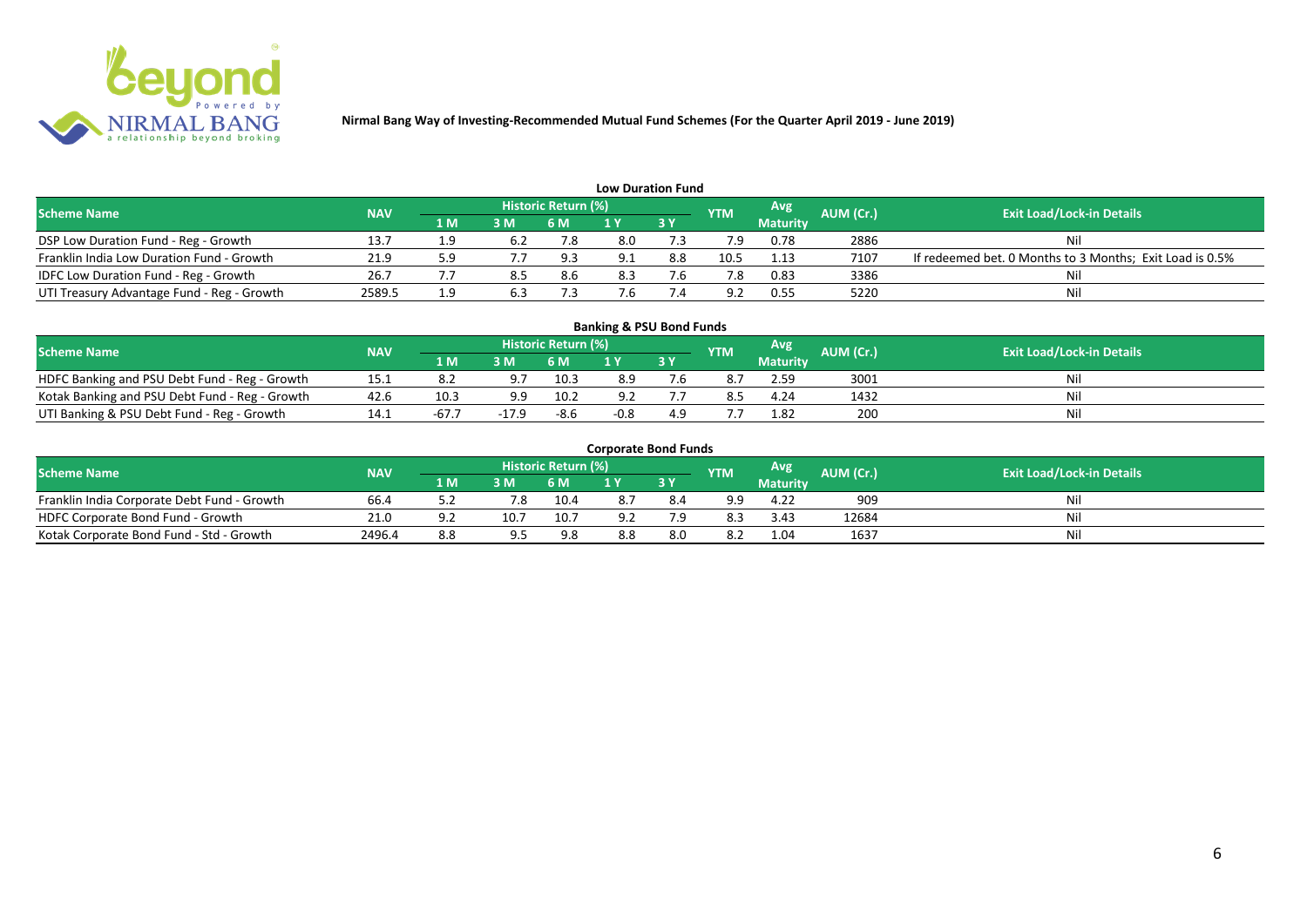**Nirmal Bang Way of Investing-Recommended Mutual Fund Schemes (For the Quarter April 2019 - June 2019)**

## Low Duration Fund

| Scheme Name | NAV | Historic Return (%) | | | | | YTM | Avg Maturity | AUM (Cr.) | Exit Load/Lock-in Details |
|---|---|---|---|---|---|---|---|---|---|---|
| | | 1 M | 3 M | 6 M | 1 Y | 3 Y | | | | |
| DSP Low Duration Fund - Reg - Growth | 13.7 | 1.9 | 6.2 | 7.8 | 8.0 | 7.3 | 7.9 | 0.78 | 2886 | Nil |
| Franklin India Low Duration Fund - Growth | 21.9 | 5.9 | 7.7 | 9.3 | 9.1 | 8.8 | 10.5 | 1.13 | 7107 | If redeemed bet. 0 Months to 3 Months; Exit Load is 0.5% |
| IDFC Low Duration Fund - Reg - Growth | 26.7 | 7.7 | 8.5 | 8.6 | 8.3 | 7.6 | 7.8 | 0.83 | 3386 | Nil |
| UTI Treasury Advantage Fund - Reg - Growth | 2589.5 | 1.9 | 6.3 | 7.3 | 7.6 | 7.4 | 9.2 | 0.55 | 5220 | Nil |

## Banking & PSU Bond Funds

| Scheme Name | NAV | Historic Return (%) | | | | | YTM | Avg Maturity | AUM (Cr.) | Exit Load/Lock-in Details |
|---|---|---|---|---|---|---|---|---|---|---|
| | | 1 M | 3 M | 6 M | 1 Y | 3 Y | | | | |
| HDFC Banking and PSU Debt Fund - Reg - Growth | 15.1 | 8.2 | 9.7 | 10.3 | 8.9 | 7.6 | 8.7 | 2.59 | 3001 | Nil |
| Kotak Banking and PSU Debt Fund - Reg - Growth | 42.6 | 10.3 | 9.9 | 10.2 | 9.2 | 7.7 | 8.5 | 4.24 | 1432 | Nil |
| UTI Banking & PSU Debt Fund - Reg - Growth | 14.1 | -67.7 | -17.9 | -8.6 | -0.8 | 4.9 | 7.7 | 1.82 | 200 | Nil |

## Corporate Bond Funds

| Scheme Name | NAV | Historic Return (%) | | | | | YTM | Avg Maturity | AUM (Cr.) | Exit Load/Lock-in Details |
|---|---|---|---|---|---|---|---|---|---|---|
| | | 1 M | 3 M | 6 M | 1 Y | 3 Y | | | | |
| Franklin India Corporate Debt Fund - Growth | 66.4 | 5.2 | 7.8 | 10.4 | 8.7 | 8.4 | 9.9 | 4.22 | 909 | Nil |
| HDFC Corporate Bond Fund - Growth | 21.0 | 9.2 | 10.7 | 10.7 | 9.2 | 7.9 | 8.3 | 3.43 | 12684 | Nil |
| Kotak Corporate Bond Fund - Std - Growth | 2496.4 | 8.8 | 9.5 | 9.8 | 8.8 | 8.0 | 8.2 | 1.04 | 1637 | Nil |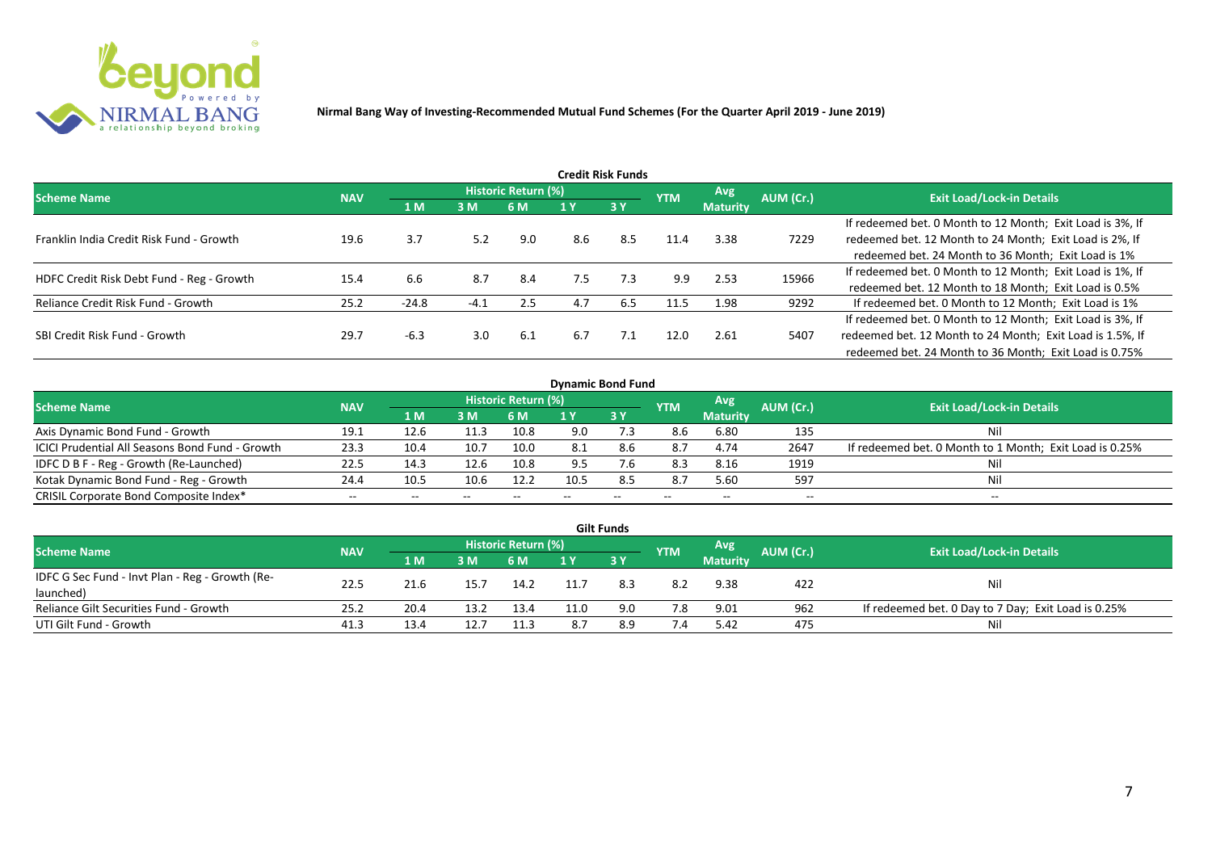**Nirmal Bang Way of Investing-Recommended Mutual Fund Schemes (For the Quarter April 2019 - June 2019)**

## Credit Risk Funds

| Scheme Name | NAV | Historic Return (%) | | | | | YTM | Avg Maturity | AUM (Cr.) | Exit Load/Lock-in Details |
|---|---|---|---|---|---|---|---|---|---|---|
| | | 1 M | 3 M | 6 M | 1 Y | 3 Y | | | | |
| Franklin India Credit Risk Fund - Growth | 19.6 | 3.7 | 5.2 | 9.0 | 8.6 | 8.5 | 11.4 | 3.38 | 7229 | If redeemed bet. 0 Month to 12 Month; Exit Load is 3%, If redeemed bet. 12 Month to 24 Month; Exit Load is 2%, If redeemed bet. 24 Month to 36 Month; Exit Load is 1% |
| HDFC Credit Risk Debt Fund - Reg - Growth | 15.4 | 6.6 | 8.7 | 8.4 | 7.5 | 7.3 | 9.9 | 2.53 | 15966 | If redeemed bet. 0 Month to 12 Month; Exit Load is 1%, If redeemed bet. 12 Month to 18 Month; Exit Load is 0.5% |
| Reliance Credit Risk Fund - Growth | 25.2 | -24.8 | -4.1 | 2.5 | 4.7 | 6.5 | 11.5 | 1.98 | 9292 | If redeemed bet. 0 Month to 12 Month; Exit Load is 1% |
| SBI Credit Risk Fund - Growth | 29.7 | -6.3 | 3.0 | 6.1 | 6.7 | 7.1 | 12.0 | 2.61 | 5407 | If redeemed bet. 0 Month to 12 Month; Exit Load is 3%, If redeemed bet. 12 Month to 24 Month; Exit Load is 1.5%, If redeemed bet. 24 Month to 36 Month; Exit Load is 0.75% |

## Dynamic Bond Fund

| Scheme Name | NAV | Historic Return (%) | | | | | YTM | Avg Maturity | AUM (Cr.) | Exit Load/Lock-in Details |
|---|---|---|---|---|---|---|---|---|---|---|
| | | 1 M | 3 M | 6 M | 1 Y | 3 Y | | | | |
| Axis Dynamic Bond Fund - Growth | 19.1 | 12.6 | 11.3 | 10.8 | 9.0 | 7.3 | 8.6 | 6.80 | 135 | Nil |
| ICICI Prudential All Seasons Bond Fund - Growth | 23.3 | 10.4 | 10.7 | 10.0 | 8.1 | 8.6 | 8.7 | 4.74 | 2647 | If redeemed bet. 0 Month to 1 Month; Exit Load is 0.25% |
| IDFC D B F - Reg - Growth (Re-Launched) | 22.5 | 14.3 | 12.6 | 10.8 | 9.5 | 7.6 | 8.3 | 8.16 | 1919 | Nil |
| Kotak Dynamic Bond Fund - Reg - Growth | 24.4 | 10.5 | 10.6 | 12.2 | 10.5 | 8.5 | 8.7 | 5.60 | 597 | Nil |
| CRISIL Corporate Bond Composite Index* | -- | -- | -- | -- | -- | -- | -- | -- | -- | -- |

## Gilt Funds

| Scheme Name | NAV | Historic Return (%) | | | | | YTM | Avg Maturity | AUM (Cr.) | Exit Load/Lock-in Details |
|---|---|---|---|---|---|---|---|---|---|---|
| | | 1 M | 3 M | 6 M | 1 Y | 3 Y | | | | |
| IDFC G Sec Fund - Invt Plan - Reg - Growth (Re-launched) | 22.5 | 21.6 | 15.7 | 14.2 | 11.7 | 8.3 | 8.2 | 9.38 | 422 | Nil |
| Reliance Gilt Securities Fund - Growth | 25.2 | 20.4 | 13.2 | 13.4 | 11.0 | 9.0 | 7.8 | 9.01 | 962 | If redeemed bet. 0 Day to 7 Day; Exit Load is 0.25% |
| UTI Gilt Fund - Growth | 41.3 | 13.4 | 12.7 | 11.3 | 8.7 | 8.9 | 7.4 | 5.42 | 475 | Nil |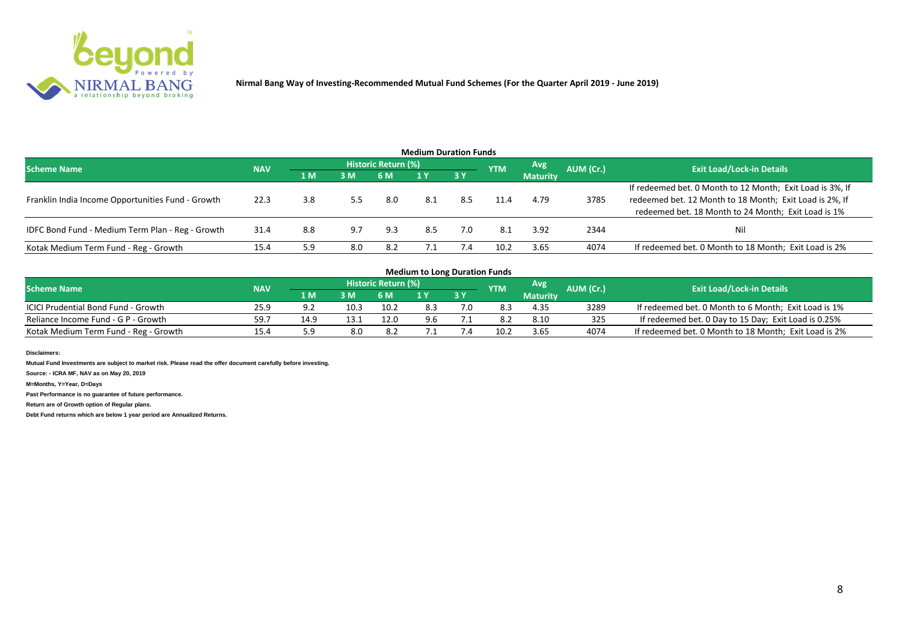Nirmal Bang Way of Investing-Recommended Mutual Fund Schemes (For the Quarter April 2019 - June 2019)

**Medium Duration Funds**

| Scheme Name | NAV | Historic Return (%) | | | | | YTM | Avg Maturity | AUM (Cr.) | Exit Load/Lock-in Details |
|---|---|---|---|---|---|---|---|---|---|---|
| | | 1 M | 3 M | 6 M | 1 Y | 3 Y | | | | |
| Franklin India Income Opportunities Fund - Growth | 22.3 | 3.8 | 5.5 | 8.0 | 8.1 | 8.5 | 11.4 | 4.79 | 3785 | If redeemed bet. 0 Month to 12 Month; Exit Load is 3%, If redeemed bet. 12 Month to 18 Month; Exit Load is 2%, If redeemed bet. 18 Month to 24 Month; Exit Load is 1% |
| IDFC Bond Fund - Medium Term Plan - Reg - Growth | 31.4 | 8.8 | 9.7 | 9.3 | 8.5 | 7.0 | 8.1 | 3.92 | 2344 | Nil |
| Kotak Medium Term Fund - Reg - Growth | 15.4 | 5.9 | 8.0 | 8.2 | 7.1 | 7.4 | 10.2 | 3.65 | 4074 | If redeemed bet. 0 Month to 18 Month; Exit Load is 2% |

**Medium to Long Duration Funds**

| Scheme Name | NAV | Historic Return (%) | | | | | YTM | Avg Maturity | AUM (Cr.) | Exit Load/Lock-in Details |
|---|---|---|---|---|---|---|---|---|---|---|
| | | 1 M | 3 M | 6 M | 1 Y | 3 Y | | | | |
| ICICI Prudential Bond Fund - Growth | 25.9 | 9.2 | 10.3 | 10.2 | 8.3 | 7.0 | 8.3 | 4.35 | 3289 | If redeemed bet. 0 Month to 6 Month; Exit Load is 1% |
| Reliance Income Fund - G P - Growth | 59.7 | 14.9 | 13.1 | 12.0 | 9.6 | 7.1 | 8.2 | 8.10 | 325 | If redeemed bet. 0 Day to 15 Day; Exit Load is 0.25% |
| Kotak Medium Term Fund - Reg - Growth | 15.4 | 5.9 | 8.0 | 8.2 | 7.1 | 7.4 | 10.2 | 3.65 | 4074 | If redeemed bet. 0 Month to 18 Month; Exit Load is 2% |

**Disclaimers:**

**Mutual Fund Investments are subject to market risk. Please read the offer document carefully before investing.**

**Source: - ICRA MF, NAV as on May 20, 2019**

**M=Months, Y=Year, D=Days**

**Past Performance is no guarantee of future performance.**

**Return are of Growth option of Regular plans.**

**Debt Fund returns which are below 1 year period are Annualized Returns.**